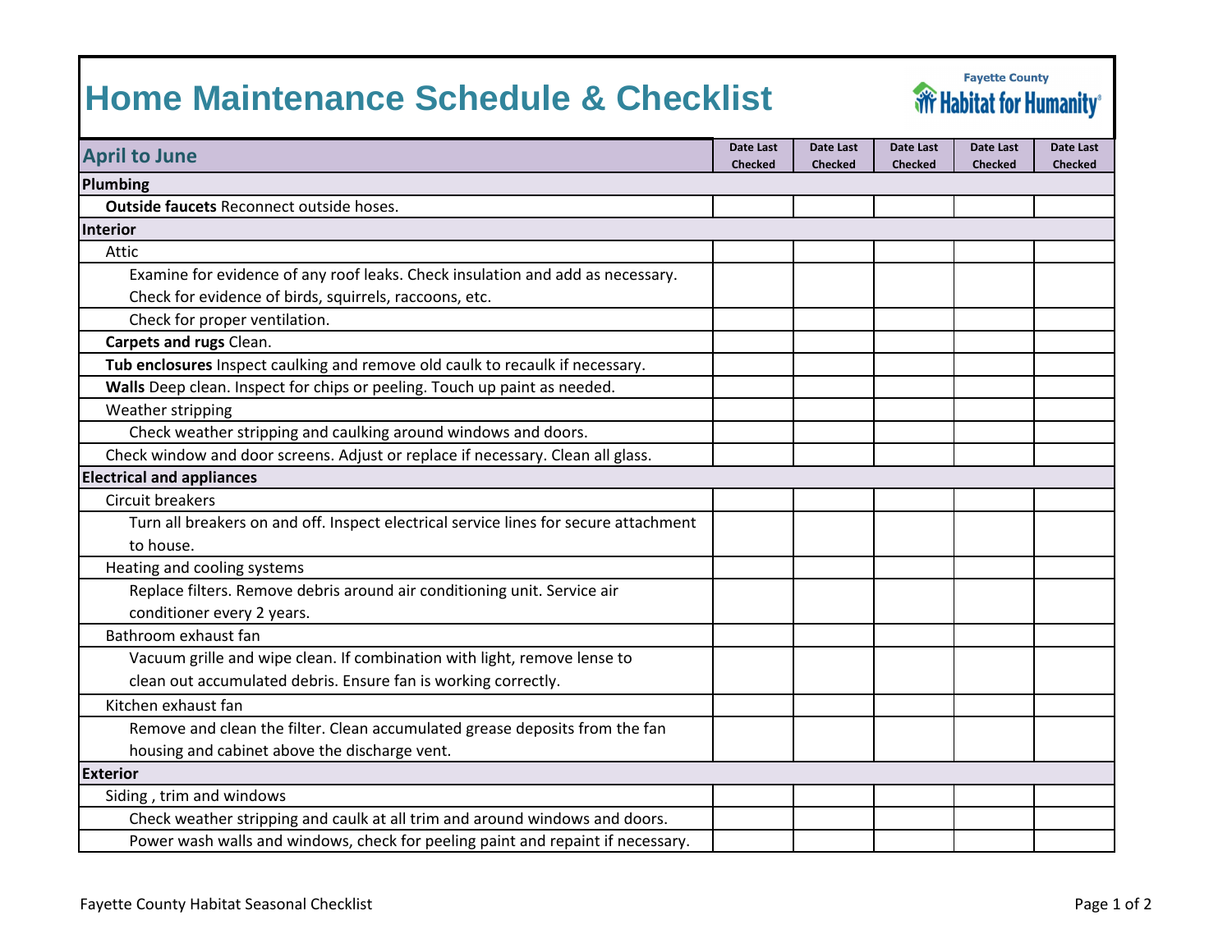# Home Maintenance Schedule & Checklist

Fayette County Habitat for Humanity

| April to June | Date Last Checked | Date Last Checked | Date Last Checked | Date Last Checked | Date Last Checked |
|---|---|---|---|---|---|
| **Plumbing** | | | | | |
| **Outside faucets** Reconnect outside hoses. | | | | | |
| **Interior** | | | | | |
| Attic | | | | | |
| Examine for evidence of any roof leaks. Check insulation and add as necessary. Check for evidence of birds, squirrels, raccoons, etc. | | | | | |
| Check for proper ventilation. | | | | | |
| **Carpets and rugs** Clean. | | | | | |
| **Tub enclosures** Inspect caulking and remove old caulk to recaulk if necessary. | | | | | |
| **Walls** Deep clean. Inspect for chips or peeling. Touch up paint as needed. | | | | | |
| Weather stripping | | | | | |
| Check weather stripping and caulking around windows and doors. | | | | | |
| Check window and door screens. Adjust or replace if necessary. Clean all glass. | | | | | |
| **Electrical and appliances** | | | | | |
| Circuit breakers | | | | | |
| Turn all breakers on and off. Inspect electrical service lines for secure attachment to house. | | | | | |
| Heating and cooling systems | | | | | |
| Replace filters. Remove debris around air conditioning unit. Service air conditioner every 2 years. | | | | | |
| Bathroom exhaust fan | | | | | |
| Vacuum grille and wipe clean. If combination with light, remove lense to clean out accumulated debris. Ensure fan is working correctly. | | | | | |
| Kitchen exhaust fan | | | | | |
| Remove and clean the filter. Clean accumulated grease deposits from the fan housing and cabinet above the discharge vent. | | | | | |
| **Exterior** | | | | | |
| Siding , trim and windows | | | | | |
| Check weather stripping and caulk at all trim and around windows and doors. | | | | | |
| Power wash walls and windows, check for peeling paint and repaint if necessary. | | | | | |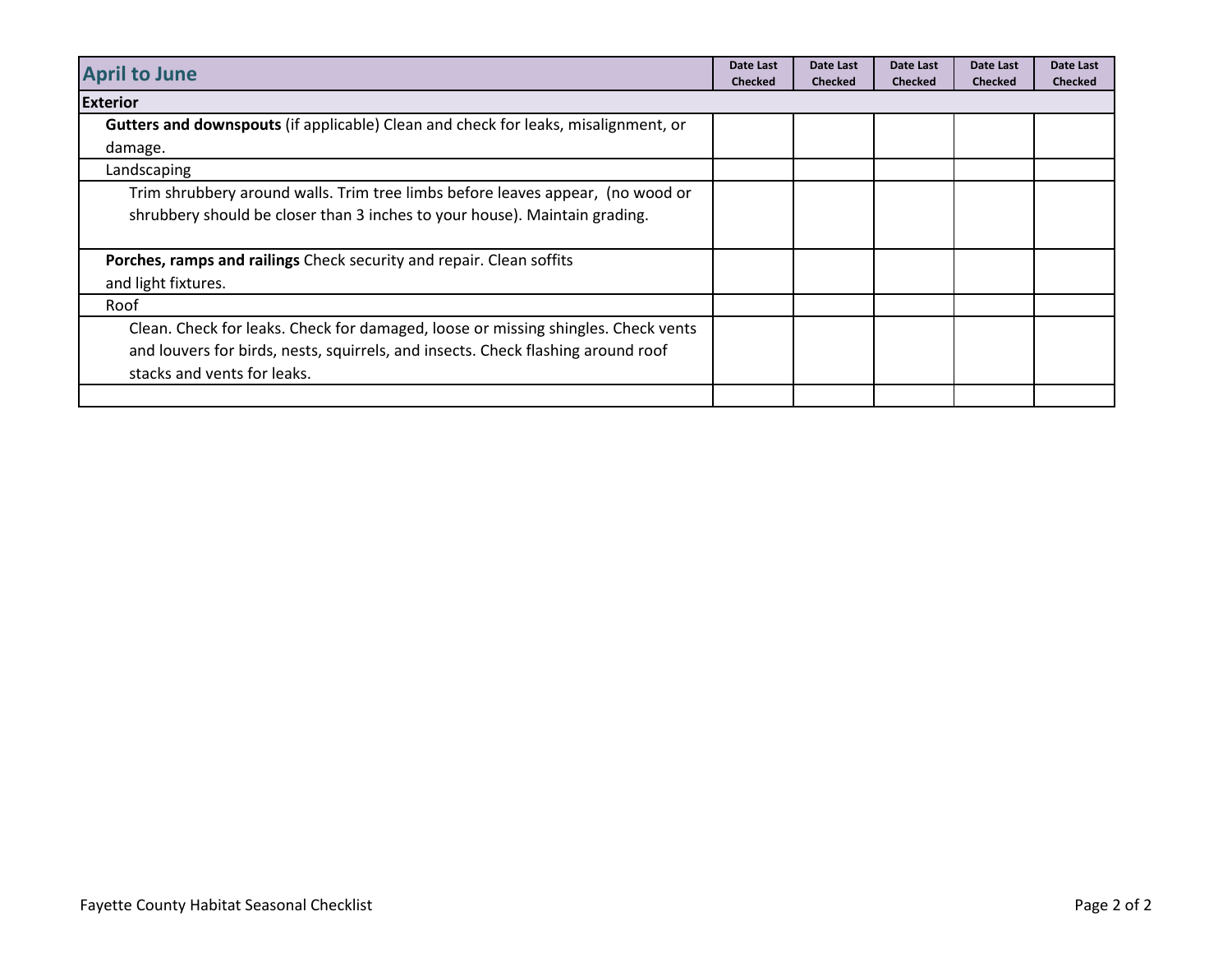| April to June | Date Last Checked | Date Last Checked | Date Last Checked | Date Last Checked | Date Last Checked |
|---|---|---|---|---|---|
| **Exterior** | | | | | |
| **Gutters and downspouts** (if applicable) Clean and check for leaks, misalignment, or damage. | | | | | |
| Landscaping | | | | | |
| Trim shrubbery around walls. Trim tree limbs before leaves appear, (no wood or shrubbery should be closer than 3 inches to your house). Maintain grading. | | | | | |
| **Porches, ramps and railings** Check security and repair. Clean soffits and light fixtures. | | | | | |
| Roof | | | | | |
| Clean. Check for leaks. Check for damaged, loose or missing shingles. Check vents and louvers for birds, nests, squirrels, and insects. Check flashing around roof stacks and vents for leaks. | | | | | |
| | | | | | |